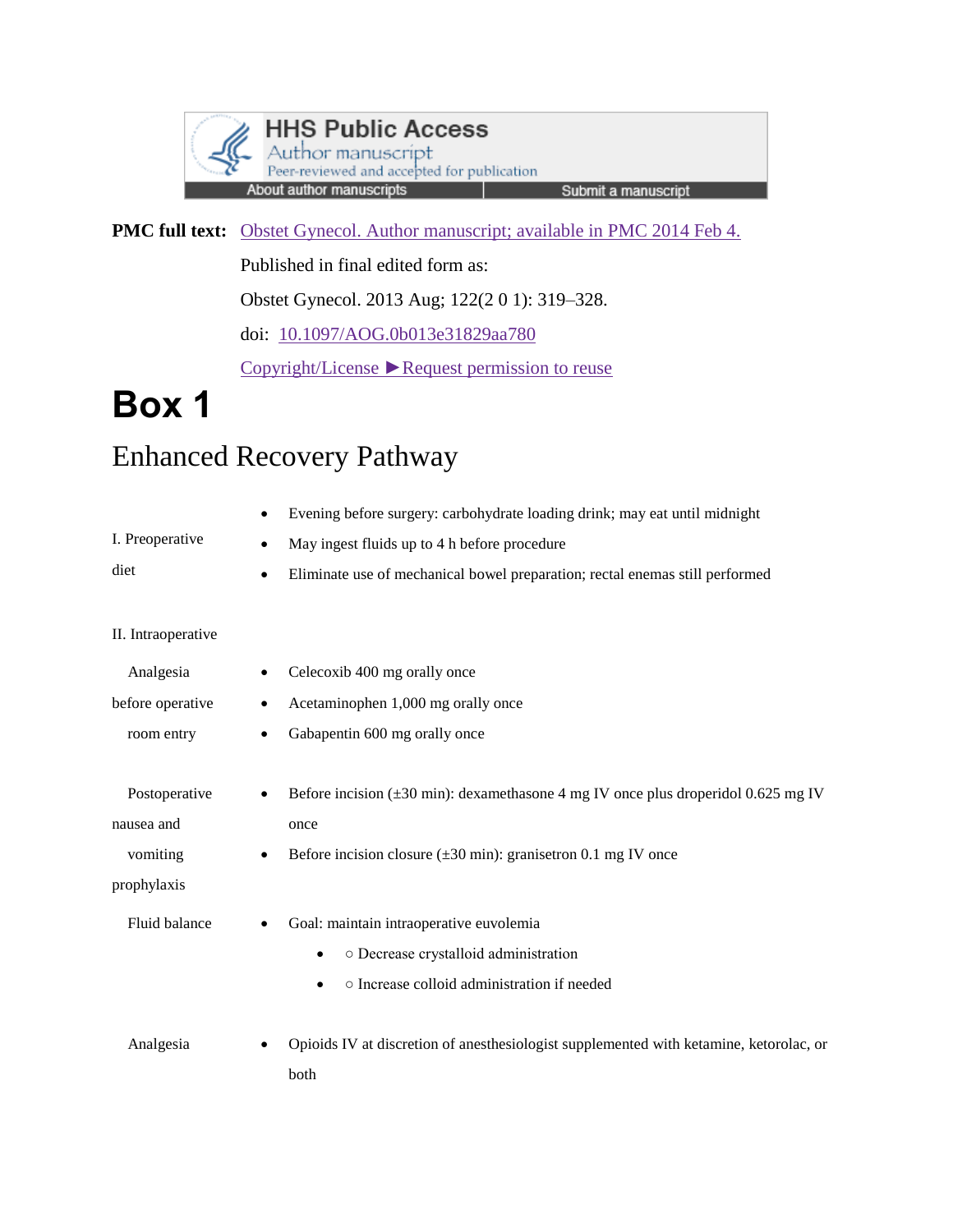HHS Public Access

Author manuscript

Peer-reviewed and accepted for publication

About author manuscripts | Submit a manuscript

**PMC full text:** Obstet Gynecol. Author manuscript; available in PMC 2014 Feb 4.

Published in final edited form as:

Obstet Gynecol. 2013 Aug; 122(2 0 1): 319–328.

doi: 10.1097/AOG.0b013e31829aa780

Copyright/License ►Request permission to reuse

# Box 1

## Enhanced Recovery Pathway

**I. Preoperative diet**

- Evening before surgery: carbohydrate loading drink; may eat until midnight
- May ingest fluids up to 4 h before procedure
- Eliminate use of mechanical bowel preparation; rectal enemas still performed

**II. Intraoperative**

Analgesia before operative room entry

- Celecoxib 400 mg orally once
- Acetaminophen 1,000 mg orally once
- Gabapentin 600 mg orally once

Postoperative nausea and vomiting prophylaxis

- Before incision (±30 min): dexamethasone 4 mg IV once plus droperidol 0.625 mg IV once
- Before incision closure (±30 min): granisetron 0.1 mg IV once

Fluid balance

- Goal: maintain intraoperative euvolemia
  - ○ Decrease crystalloid administration
  - ○ Increase colloid administration if needed

Analgesia

- Opioids IV at discretion of anesthesiologist supplemented with ketamine, ketorolac, or both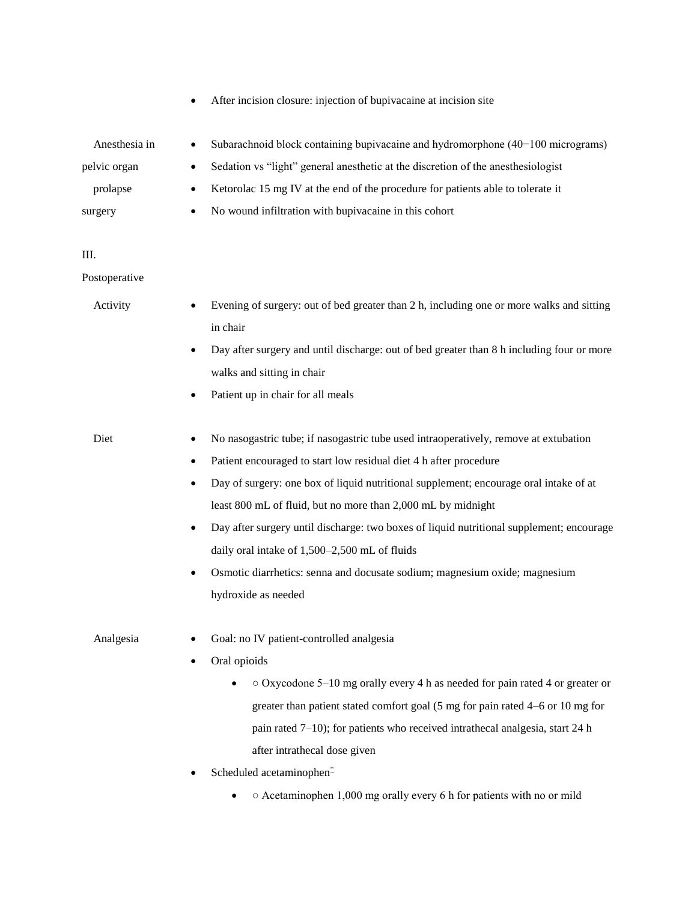- After incision closure: injection of bupivacaine at incision site

**Anesthesia in pelvic organ prolapse surgery**

- Subarachnoid block containing bupivacaine and hydromorphone (40−100 micrograms)
- Sedation vs "light" general anesthetic at the discretion of the anesthesiologist
- Ketorolac 15 mg IV at the end of the procedure for patients able to tolerate it
- No wound infiltration with bupivacaine in this cohort

## III. Postoperative

**Activity**

- Evening of surgery: out of bed greater than 2 h, including one or more walks and sitting in chair
- Day after surgery and until discharge: out of bed greater than 8 h including four or more walks and sitting in chair
- Patient up in chair for all meals

**Diet**

- No nasogastric tube; if nasogastric tube used intraoperatively, remove at extubation
- Patient encouraged to start low residual diet 4 h after procedure
- Day of surgery: one box of liquid nutritional supplement; encourage oral intake of at least 800 mL of fluid, but no more than 2,000 mL by midnight
- Day after surgery until discharge: two boxes of liquid nutritional supplement; encourage daily oral intake of 1,500–2,500 mL of fluids
- Osmotic diarrhetics: senna and docusate sodium; magnesium oxide; magnesium hydroxide as needed

**Analgesia**

- Goal: no IV patient-controlled analgesia
- Oral opioids
  - ○ Oxycodone 5–10 mg orally every 4 h as needed for pain rated 4 or greater or greater than patient stated comfort goal (5 mg for pain rated 4–6 or 10 mg for pain rated 7–10); for patients who received intrathecal analgesia, start 24 h after intrathecal dose given
- Scheduled acetaminophen*
  - ○ Acetaminophen 1,000 mg orally every 6 h for patients with no or mild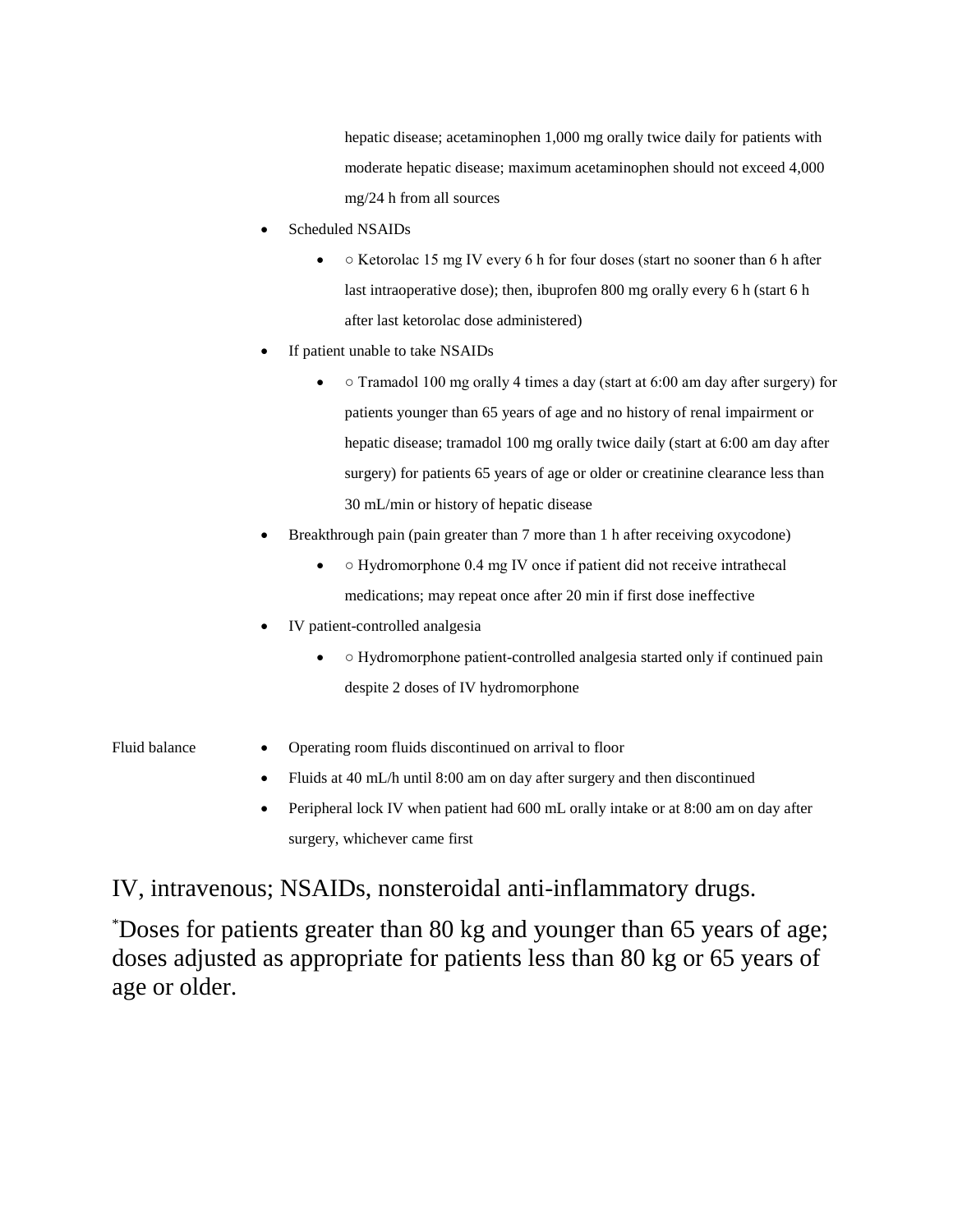| | |
|---|---|
| | hepatic disease; acetaminophen 1,000 mg orally twice daily for patients with moderate hepatic disease; maximum acetaminophen should not exceed 4,000 mg/24 h from all sources |
| | • Scheduled NSAIDs<br>  ○ Ketorolac 15 mg IV every 6 h for four doses (start no sooner than 6 h after last intraoperative dose); then, ibuprofen 800 mg orally every 6 h (start 6 h after last ketorolac dose administered) |
| | • If patient unable to take NSAIDs<br>  ○ Tramadol 100 mg orally 4 times a day (start at 6:00 am day after surgery) for patients younger than 65 years of age and no history of renal impairment or hepatic disease; tramadol 100 mg orally twice daily (start at 6:00 am day after surgery) for patients 65 years of age or older or creatinine clearance less than 30 mL/min or history of hepatic disease |
| | • Breakthrough pain (pain greater than 7 more than 1 h after receiving oxycodone)<br>  ○ Hydromorphone 0.4 mg IV once if patient did not receive intrathecal medications; may repeat once after 20 min if first dose ineffective |
| | • IV patient-controlled analgesia<br>  ○ Hydromorphone patient-controlled analgesia started only if continued pain despite 2 doses of IV hydromorphone |
| Fluid balance | • Operating room fluids discontinued on arrival to floor<br>• Fluids at 40 mL/h until 8:00 am on day after surgery and then discontinued<br>• Peripheral lock IV when patient had 600 mL orally intake or at 8:00 am on day after surgery, whichever came first |

IV, intravenous; NSAIDs, nonsteroidal anti-inflammatory drugs.

*Doses for patients greater than 80 kg and younger than 65 years of age; doses adjusted as appropriate for patients less than 80 kg or 65 years of age or older.